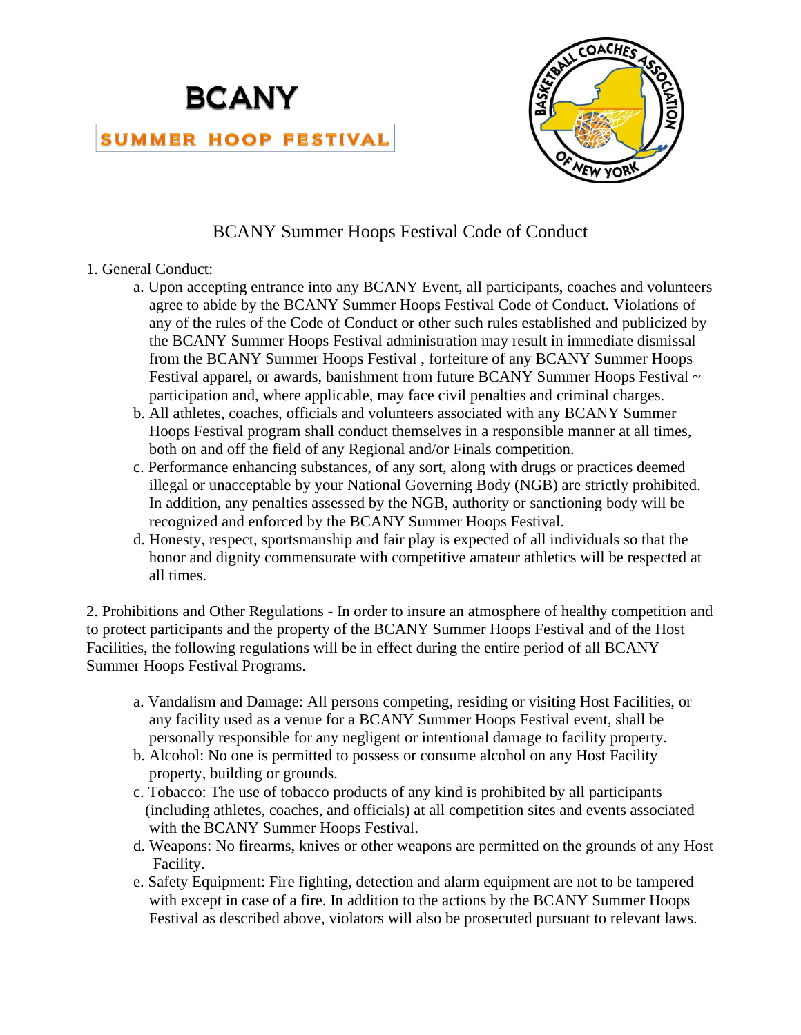# BCANY

## SUMMER HOOP FESTIVAL

## BCANY Summer Hoops Festival Code of Conduct

1. General Conduct:
   a. Upon accepting entrance into any BCANY Event, all participants, coaches and volunteers agree to abide by the BCANY Summer Hoops Festival Code of Conduct. Violations of any of the rules of the Code of Conduct or other such rules established and publicized by the BCANY Summer Hoops Festival administration may result in immediate dismissal from the BCANY Summer Hoops Festival , forfeiture of any BCANY Summer Hoops Festival apparel, or awards, banishment from future BCANY Summer Hoops Festival ~ participation and, where applicable, may face civil penalties and criminal charges.
   b. All athletes, coaches, officials and volunteers associated with any BCANY Summer Hoops Festival program shall conduct themselves in a responsible manner at all times, both on and off the field of any Regional and/or Finals competition.
   c. Performance enhancing substances, of any sort, along with drugs or practices deemed illegal or unacceptable by your National Governing Body (NGB) are strictly prohibited. In addition, any penalties assessed by the NGB, authority or sanctioning body will be recognized and enforced by the BCANY Summer Hoops Festival.
   d. Honesty, respect, sportsmanship and fair play is expected of all individuals so that the honor and dignity commensurate with competitive amateur athletics will be respected at all times.

2. Prohibitions and Other Regulations - In order to insure an atmosphere of healthy competition and to protect participants and the property of the BCANY Summer Hoops Festival and of the Host Facilities, the following regulations will be in effect during the entire period of all BCANY Summer Hoops Festival Programs.

   a. Vandalism and Damage: All persons competing, residing or visiting Host Facilities, or any facility used as a venue for a BCANY Summer Hoops Festival event, shall be personally responsible for any negligent or intentional damage to facility property.
   b. Alcohol: No one is permitted to possess or consume alcohol on any Host Facility property, building or grounds.
   c. Tobacco: The use of tobacco products of any kind is prohibited by all participants (including athletes, coaches, and officials) at all competition sites and events associated with the BCANY Summer Hoops Festival.
   d. Weapons: No firearms, knives or other weapons are permitted on the grounds of any Host Facility.
   e. Safety Equipment: Fire fighting, detection and alarm equipment are not to be tampered with except in case of a fire. In addition to the actions by the BCANY Summer Hoops Festival as described above, violators will also be prosecuted pursuant to relevant laws.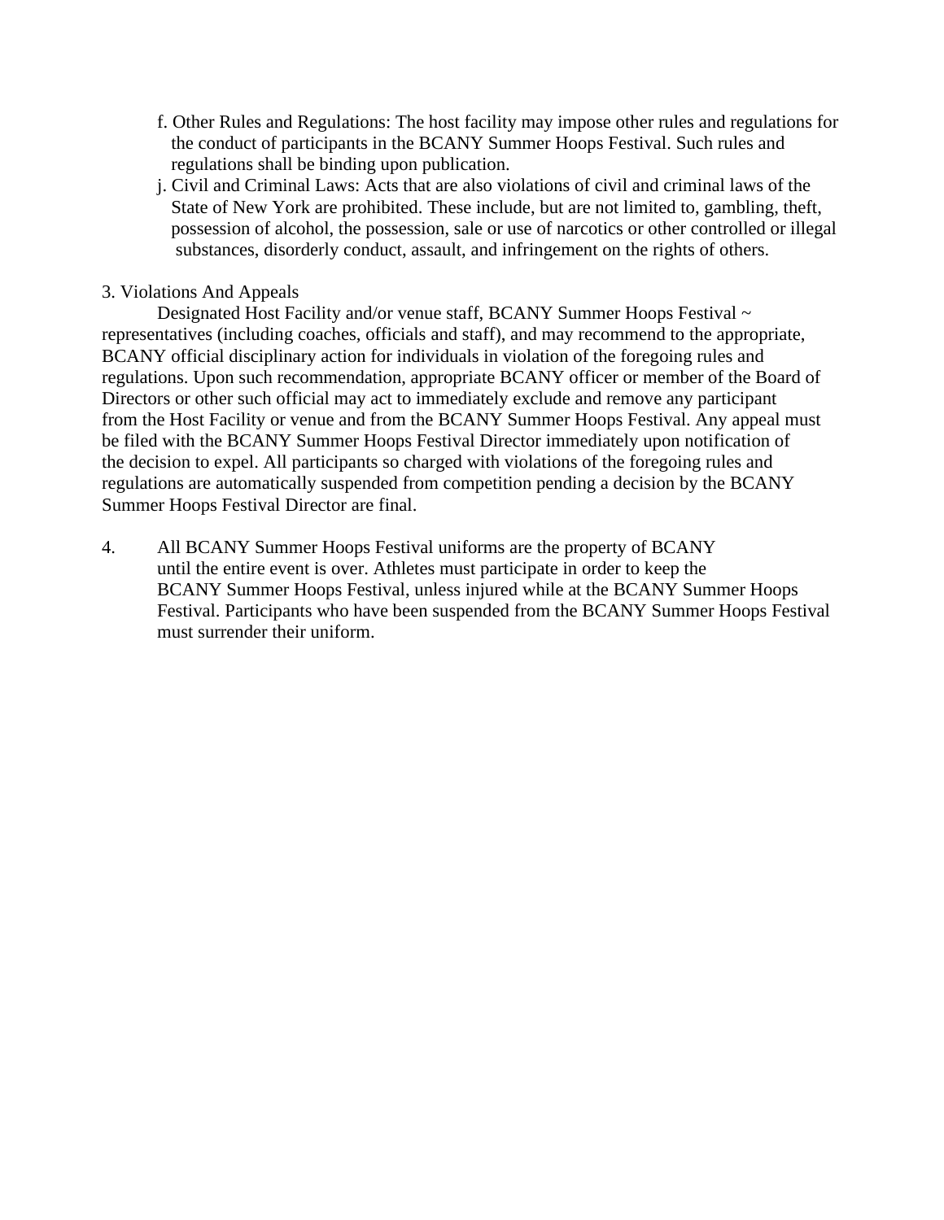f. Other Rules and Regulations: The host facility may impose other rules and regulations for the conduct of participants in the BCANY Summer Hoops Festival. Such rules and regulations shall be binding upon publication.

j. Civil and Criminal Laws: Acts that are also violations of civil and criminal laws of the State of New York are prohibited. These include, but are not limited to, gambling, theft, possession of alcohol, the possession, sale or use of narcotics or other controlled or illegal substances, disorderly conduct, assault, and infringement on the rights of others.

3. Violations And Appeals

Designated Host Facility and/or venue staff, BCANY Summer Hoops Festival ~ representatives (including coaches, officials and staff), and may recommend to the appropriate, BCANY official disciplinary action for individuals in violation of the foregoing rules and regulations. Upon such recommendation, appropriate BCANY officer or member of the Board of Directors or other such official may act to immediately exclude and remove any participant from the Host Facility or venue and from the BCANY Summer Hoops Festival. Any appeal must be filed with the BCANY Summer Hoops Festival Director immediately upon notification of the decision to expel. All participants so charged with violations of the foregoing rules and regulations are automatically suspended from competition pending a decision by the BCANY Summer Hoops Festival Director are final.

4. All BCANY Summer Hoops Festival uniforms are the property of BCANY until the entire event is over. Athletes must participate in order to keep the BCANY Summer Hoops Festival, unless injured while at the BCANY Summer Hoops Festival. Participants who have been suspended from the BCANY Summer Hoops Festival must surrender their uniform.